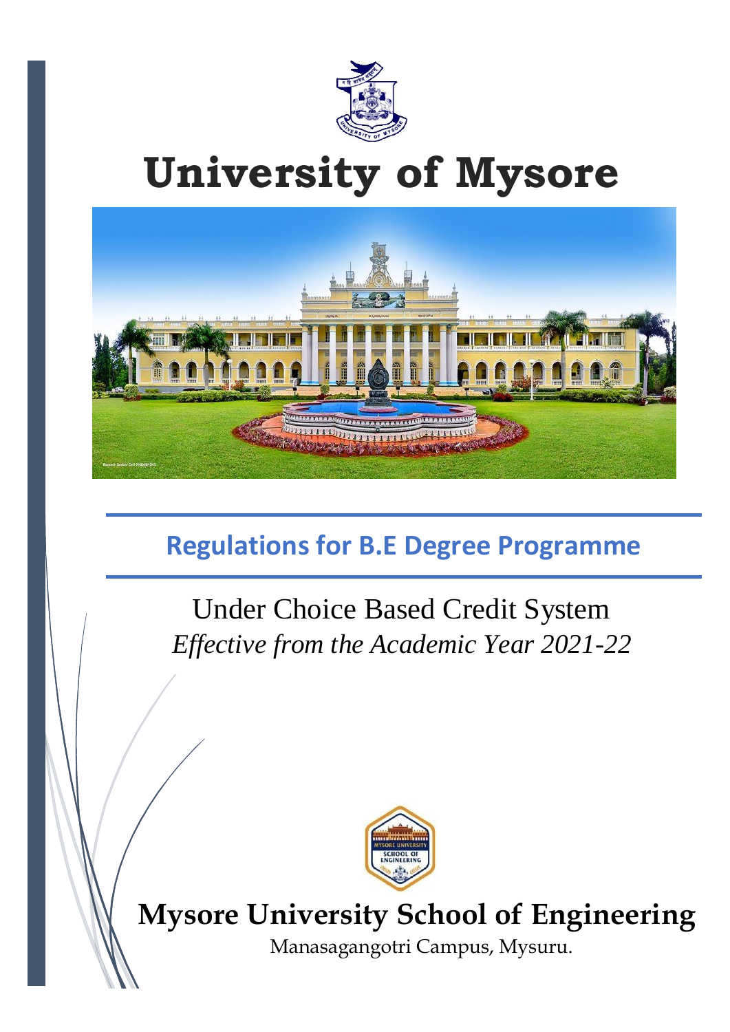# University of Mysore

## Regulations for B.E Degree Programme

Under Choice Based Credit System

*Effective from the Academic Year 2021-22*

**Mysore University School of Engineering**

Manasagangotri Campus, Mysuru.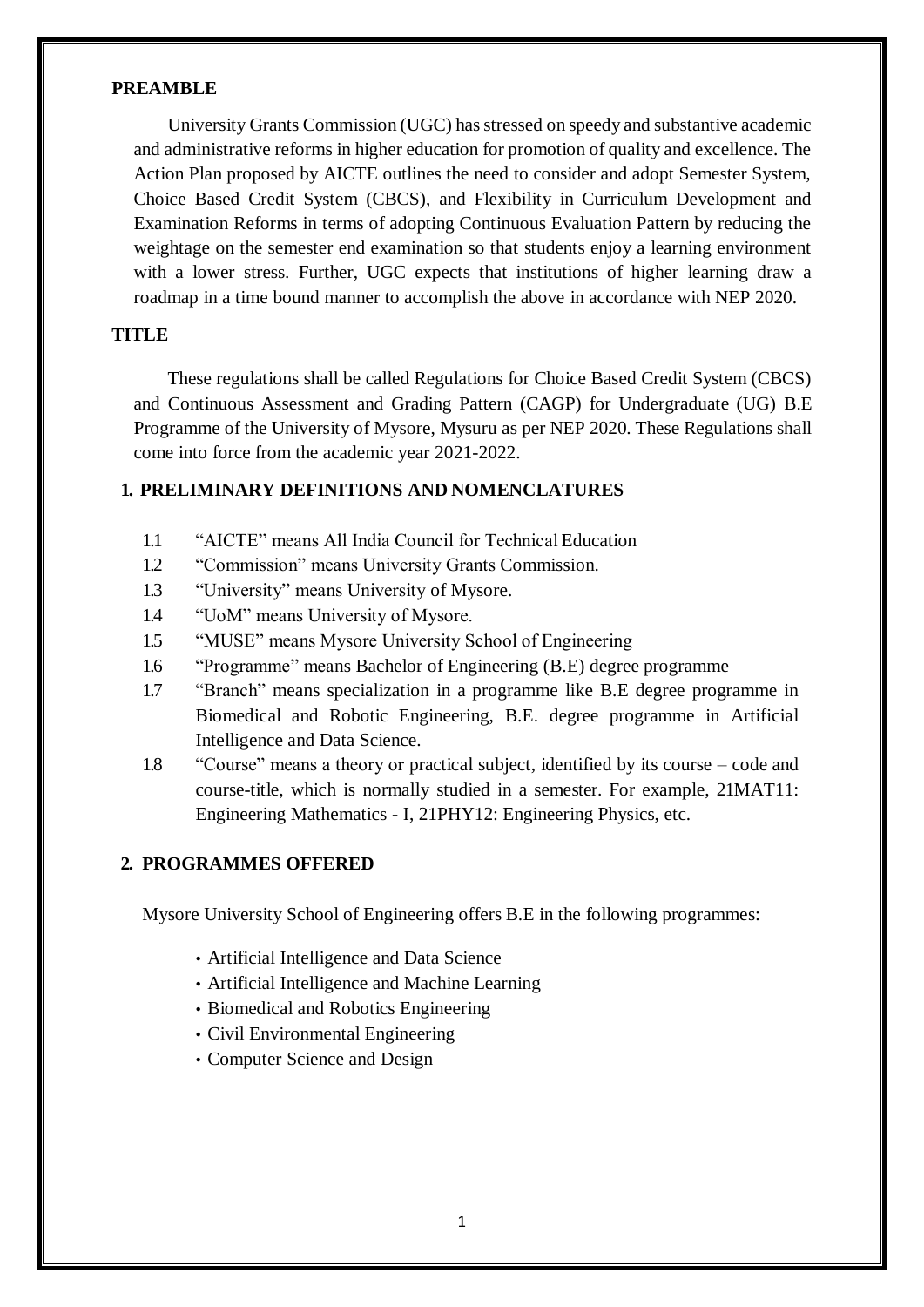## PREAMBLE

University Grants Commission (UGC) has stressed on speedy and substantive academic and administrative reforms in higher education for promotion of quality and excellence. The Action Plan proposed by AICTE outlines the need to consider and adopt Semester System, Choice Based Credit System (CBCS), and Flexibility in Curriculum Development and Examination Reforms in terms of adopting Continuous Evaluation Pattern by reducing the weightage on the semester end examination so that students enjoy a learning environment with a lower stress. Further, UGC expects that institutions of higher learning draw a roadmap in a time bound manner to accomplish the above in accordance with NEP 2020.

## TITLE

These regulations shall be called Regulations for Choice Based Credit System (CBCS) and Continuous Assessment and Grading Pattern (CAGP) for Undergraduate (UG) B.E Programme of the University of Mysore, Mysuru as per NEP 2020. These Regulations shall come into force from the academic year 2021-2022.

## 1. PRELIMINARY DEFINITIONS AND NOMENCLATURES

1.1 "AICTE" means All India Council for Technical Education

1.2 "Commission" means University Grants Commission.

1.3 "University" means University of Mysore.

1.4 "UoM" means University of Mysore.

1.5 "MUSE" means Mysore University School of Engineering

1.6 "Programme" means Bachelor of Engineering (B.E) degree programme

1.7 "Branch" means specialization in a programme like B.E degree programme in Biomedical and Robotic Engineering, B.E. degree programme in Artificial Intelligence and Data Science.

1.8 "Course" means a theory or practical subject, identified by its course – code and course-title, which is normally studied in a semester. For example, 21MAT11: Engineering Mathematics - I, 21PHY12: Engineering Physics, etc.

## 2. PROGRAMMES OFFERED

Mysore University School of Engineering offers B.E in the following programmes:

- Artificial Intelligence and Data Science
- Artificial Intelligence and Machine Learning
- Biomedical and Robotics Engineering
- Civil Environmental Engineering
- Computer Science and Design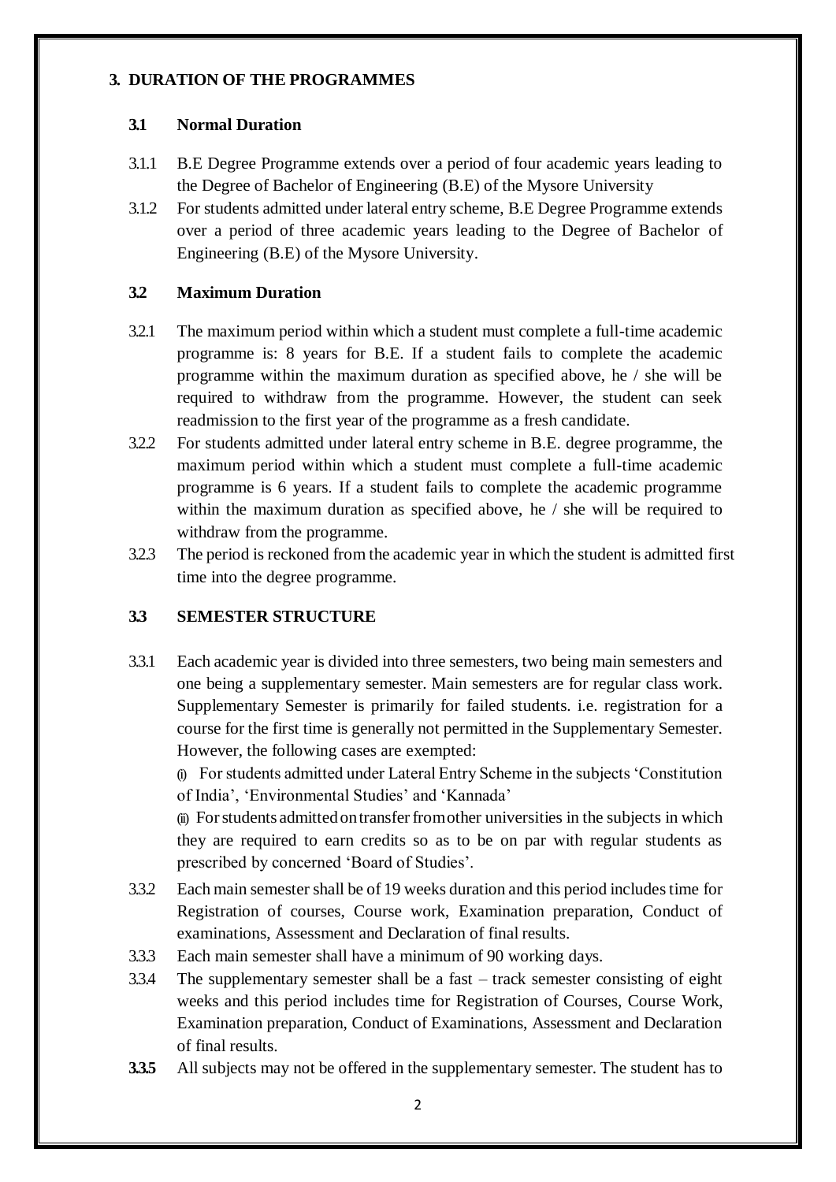## 3. DURATION OF THE PROGRAMMES

### 3.1 Normal Duration

3.1.1 B.E Degree Programme extends over a period of four academic years leading to the Degree of Bachelor of Engineering (B.E) of the Mysore University

3.1.2 For students admitted under lateral entry scheme, B.E Degree Programme extends over a period of three academic years leading to the Degree of Bachelor of Engineering (B.E) of the Mysore University.

### 3.2 Maximum Duration

3.2.1 The maximum period within which a student must complete a full-time academic programme is: 8 years for B.E. If a student fails to complete the academic programme within the maximum duration as specified above, he / she will be required to withdraw from the programme. However, the student can seek readmission to the first year of the programme as a fresh candidate.

3.2.2 For students admitted under lateral entry scheme in B.E. degree programme, the maximum period within which a student must complete a full-time academic programme is 6 years. If a student fails to complete the academic programme within the maximum duration as specified above, he / she will be required to withdraw from the programme.

3.2.3 The period is reckoned from the academic year in which the student is admitted first time into the degree programme.

### 3.3 SEMESTER STRUCTURE

3.3.1 Each academic year is divided into three semesters, two being main semesters and one being a supplementary semester. Main semesters are for regular class work. Supplementary Semester is primarily for failed students. i.e. registration for a course for the first time is generally not permitted in the Supplementary Semester. However, the following cases are exempted:

(i) For students admitted under Lateral Entry Scheme in the subjects 'Constitution of India', 'Environmental Studies' and 'Kannada'

(ii) For students admitted on transfer from other universities in the subjects in which they are required to earn credits so as to be on par with regular students as prescribed by concerned 'Board of Studies'.

3.3.2 Each main semester shall be of 19 weeks duration and this period includes time for Registration of courses, Course work, Examination preparation, Conduct of examinations, Assessment and Declaration of final results.

3.3.3 Each main semester shall have a minimum of 90 working days.

3.3.4 The supplementary semester shall be a fast – track semester consisting of eight weeks and this period includes time for Registration of Courses, Course Work, Examination preparation, Conduct of Examinations, Assessment and Declaration of final results.

**3.3.5** All subjects may not be offered in the supplementary semester. The student has to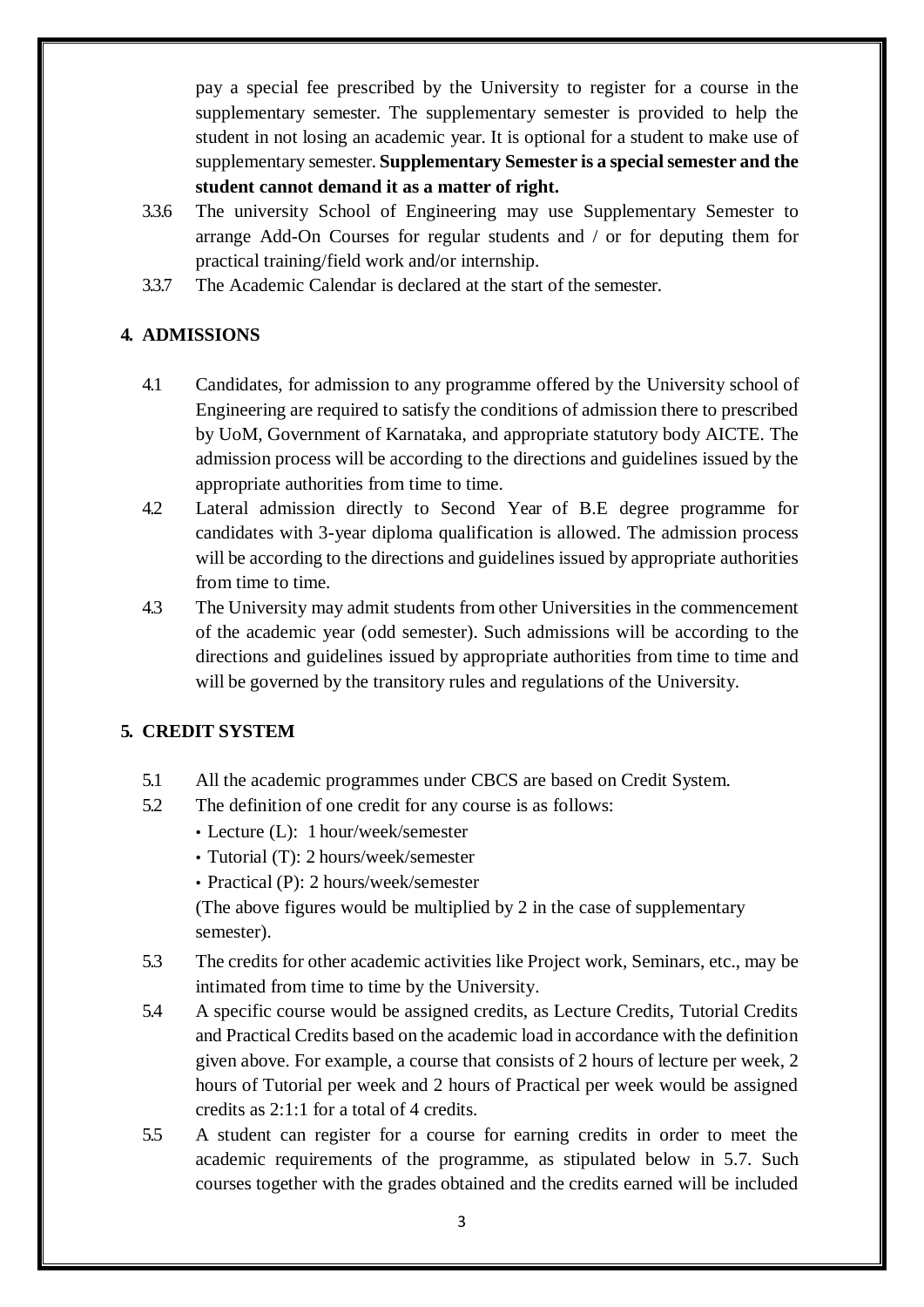pay a special fee prescribed by the University to register for a course in the supplementary semester. The supplementary semester is provided to help the student in not losing an academic year. It is optional for a student to make use of supplementary semester. **Supplementary Semester is a special semester and the student cannot demand it as a matter of right.**

3.3.6 The university School of Engineering may use Supplementary Semester to arrange Add-On Courses for regular students and / or for deputing them for practical training/field work and/or internship.

3.3.7 The Academic Calendar is declared at the start of the semester.

## 4. ADMISSIONS

4.1 Candidates, for admission to any programme offered by the University school of Engineering are required to satisfy the conditions of admission there to prescribed by UoM, Government of Karnataka, and appropriate statutory body AICTE. The admission process will be according to the directions and guidelines issued by the appropriate authorities from time to time.

4.2 Lateral admission directly to Second Year of B.E degree programme for candidates with 3-year diploma qualification is allowed. The admission process will be according to the directions and guidelines issued by appropriate authorities from time to time.

4.3 The University may admit students from other Universities in the commencement of the academic year (odd semester). Such admissions will be according to the directions and guidelines issued by appropriate authorities from time to time and will be governed by the transitory rules and regulations of the University.

## 5. CREDIT SYSTEM

5.1 All the academic programmes under CBCS are based on Credit System.

5.2 The definition of one credit for any course is as follows:

- Lecture (L): 1 hour/week/semester
- Tutorial (T): 2 hours/week/semester
- Practical (P): 2 hours/week/semester

(The above figures would be multiplied by 2 in the case of supplementary semester).

5.3 The credits for other academic activities like Project work, Seminars, etc., may be intimated from time to time by the University.

5.4 A specific course would be assigned credits, as Lecture Credits, Tutorial Credits and Practical Credits based on the academic load in accordance with the definition given above. For example, a course that consists of 2 hours of lecture per week, 2 hours of Tutorial per week and 2 hours of Practical per week would be assigned credits as 2:1:1 for a total of 4 credits.

5.5 A student can register for a course for earning credits in order to meet the academic requirements of the programme, as stipulated below in 5.7. Such courses together with the grades obtained and the credits earned will be included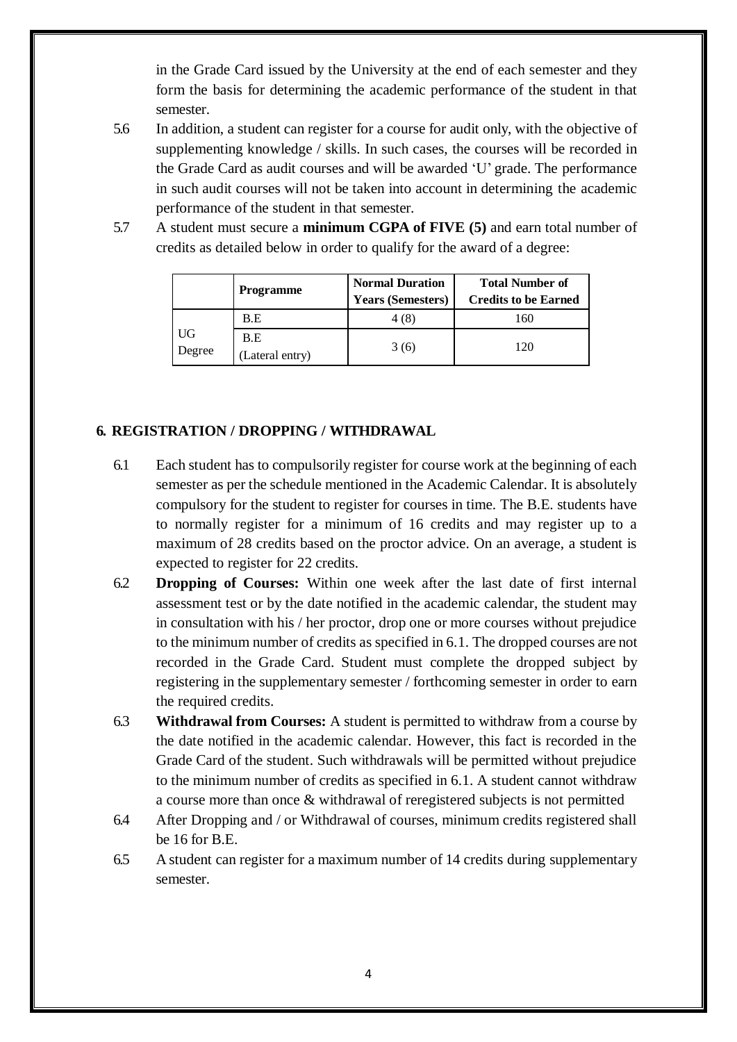in the Grade Card issued by the University at the end of each semester and they form the basis for determining the academic performance of the student in that semester.

5.6 In addition, a student can register for a course for audit only, with the objective of supplementing knowledge / skills. In such cases, the courses will be recorded in the Grade Card as audit courses and will be awarded 'U' grade. The performance in such audit courses will not be taken into account in determining the academic performance of the student in that semester.

5.7 A student must secure a **minimum CGPA of FIVE (5)** and earn total number of credits as detailed below in order to qualify for the award of a degree:

| | Programme | Normal Duration Years (Semesters) | Total Number of Credits to be Earned |
|---|---|---|---|
| UG Degree | B.E | 4 (8) | 160 |
| | B.E (Lateral entry) | 3 (6) | 120 |

## 6. REGISTRATION / DROPPING / WITHDRAWAL

6.1 Each student has to compulsorily register for course work at the beginning of each semester as per the schedule mentioned in the Academic Calendar. It is absolutely compulsory for the student to register for courses in time. The B.E. students have to normally register for a minimum of 16 credits and may register up to a maximum of 28 credits based on the proctor advice. On an average, a student is expected to register for 22 credits.

6.2 **Dropping of Courses:** Within one week after the last date of first internal assessment test or by the date notified in the academic calendar, the student may in consultation with his / her proctor, drop one or more courses without prejudice to the minimum number of credits as specified in 6.1. The dropped courses are not recorded in the Grade Card. Student must complete the dropped subject by registering in the supplementary semester / forthcoming semester in order to earn the required credits.

6.3 **Withdrawal from Courses:** A student is permitted to withdraw from a course by the date notified in the academic calendar. However, this fact is recorded in the Grade Card of the student. Such withdrawals will be permitted without prejudice to the minimum number of credits as specified in 6.1. A student cannot withdraw a course more than once & withdrawal of reregistered subjects is not permitted

6.4 After Dropping and / or Withdrawal of courses, minimum credits registered shall be 16 for B.E.

6.5 A student can register for a maximum number of 14 credits during supplementary semester.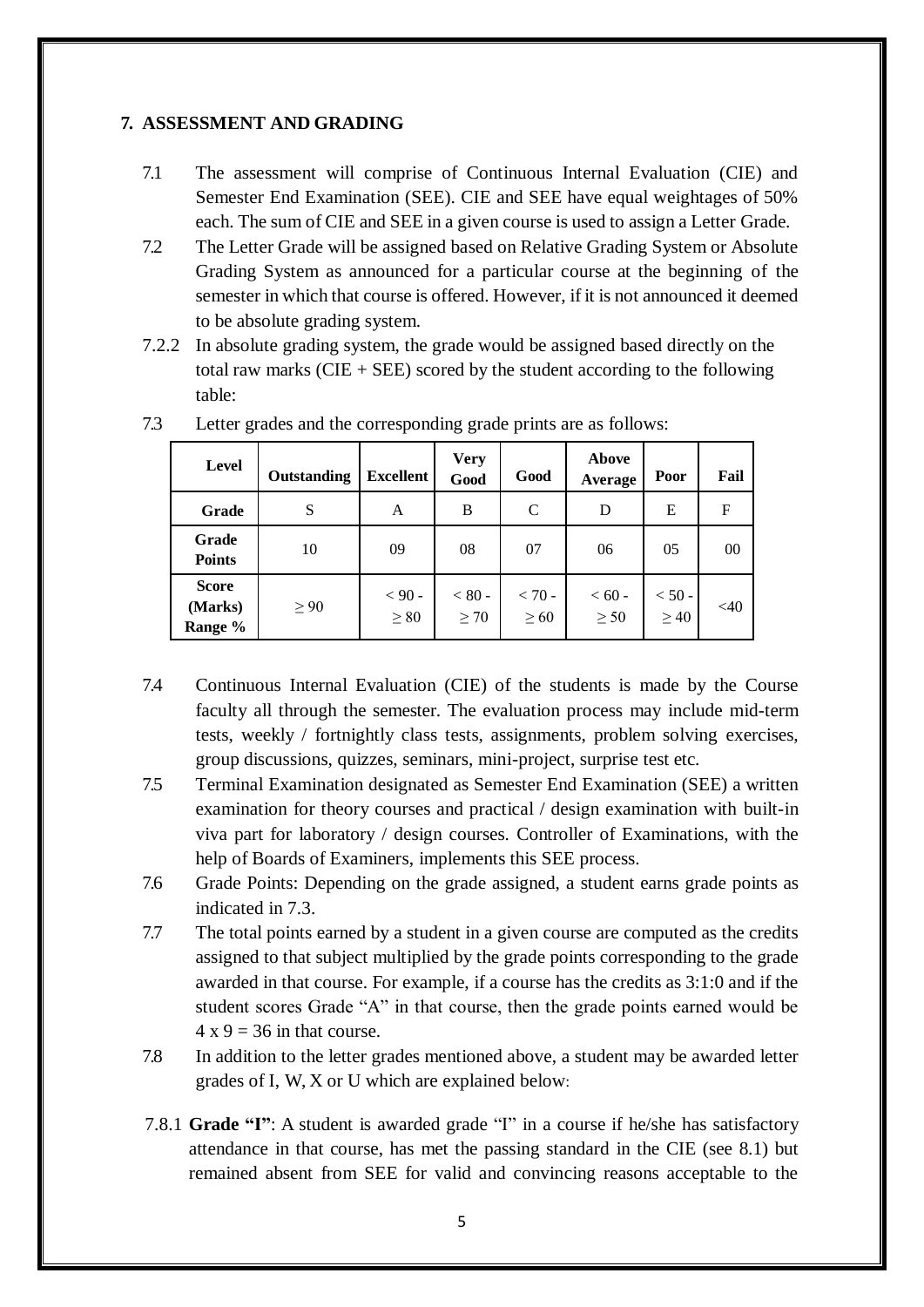## 7. ASSESSMENT AND GRADING

7.1 The assessment will comprise of Continuous Internal Evaluation (CIE) and Semester End Examination (SEE). CIE and SEE have equal weightages of 50% each. The sum of CIE and SEE in a given course is used to assign a Letter Grade.

7.2 The Letter Grade will be assigned based on Relative Grading System or Absolute Grading System as announced for a particular course at the beginning of the semester in which that course is offered. However, if it is not announced it deemed to be absolute grading system.

7.2.2 In absolute grading system, the grade would be assigned based directly on the total raw marks (CIE + SEE) scored by the student according to the following table:

7.3 Letter grades and the corresponding grade prints are as follows:

| Level | Outstanding | Excellent | Very Good | Good | Above Average | Poor | Fail |
|---|---|---|---|---|---|---|---|
| Grade | S | A | B | C | D | E | F |
| Grade Points | 10 | 09 | 08 | 07 | 06 | 05 | 00 |
| Score (Marks) Range % | ≥ 90 | < 90 - ≥ 80 | < 80 - ≥ 70 | < 70 - ≥ 60 | < 60 - ≥ 50 | < 50 - ≥ 40 | <40 |

7.4 Continuous Internal Evaluation (CIE) of the students is made by the Course faculty all through the semester. The evaluation process may include mid-term tests, weekly / fortnightly class tests, assignments, problem solving exercises, group discussions, quizzes, seminars, mini-project, surprise test etc.

7.5 Terminal Examination designated as Semester End Examination (SEE) a written examination for theory courses and practical / design examination with built-in viva part for laboratory / design courses. Controller of Examinations, with the help of Boards of Examiners, implements this SEE process.

7.6 Grade Points: Depending on the grade assigned, a student earns grade points as indicated in 7.3.

7.7 The total points earned by a student in a given course are computed as the credits assigned to that subject multiplied by the grade points corresponding to the grade awarded in that course. For example, if a course has the credits as 3:1:0 and if the student scores Grade "A" in that course, then the grade points earned would be $4 \times 9 = 36$ in that course.

7.8 In addition to the letter grades mentioned above, a student may be awarded letter grades of I, W, X or U which are explained below:

7.8.1 **Grade "I"**: A student is awarded grade "I" in a course if he/she has satisfactory attendance in that course, has met the passing standard in the CIE (see 8.1) but remained absent from SEE for valid and convincing reasons acceptable to the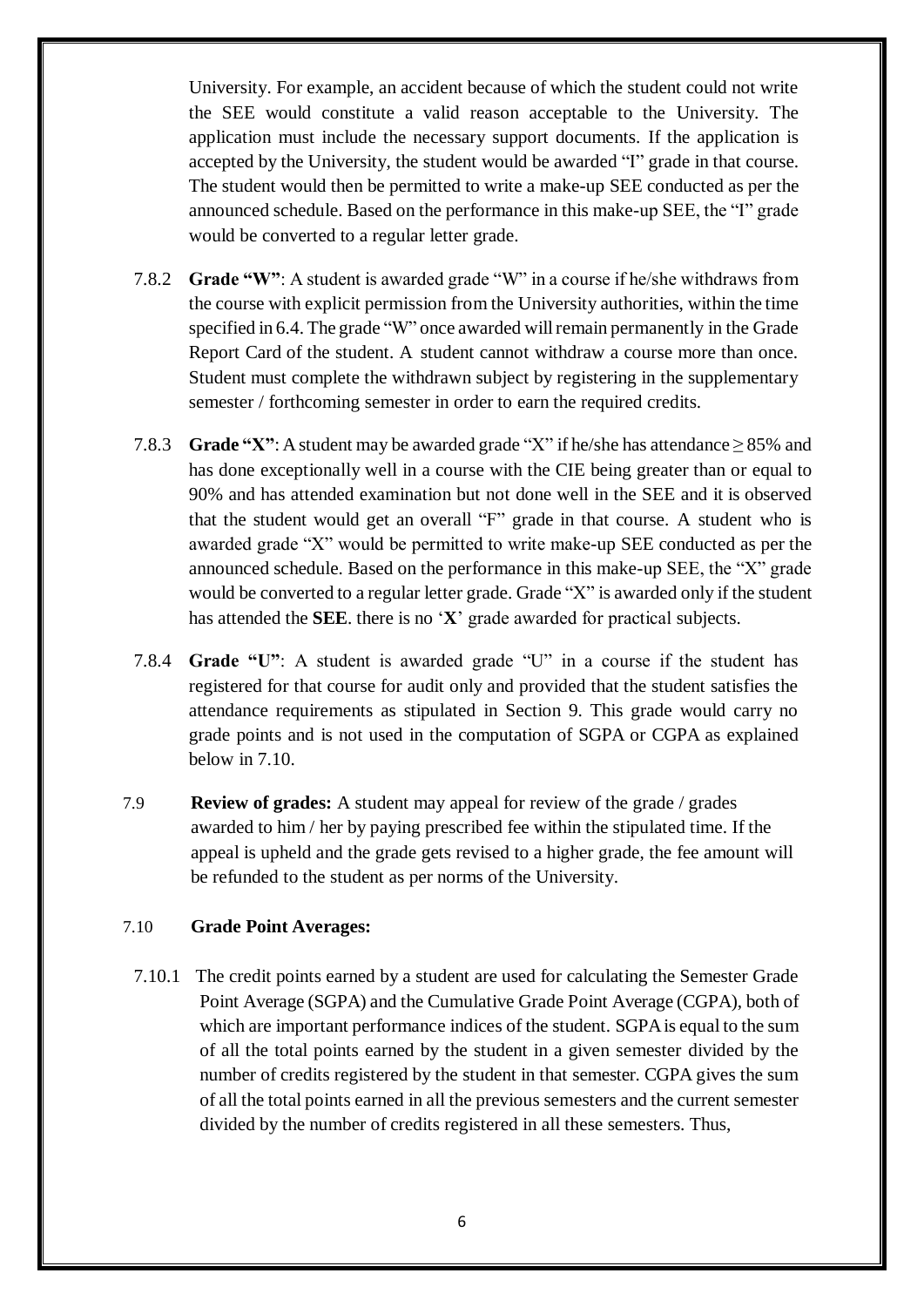University. For example, an accident because of which the student could not write the SEE would constitute a valid reason acceptable to the University. The application must include the necessary support documents. If the application is accepted by the University, the student would be awarded "I" grade in that course. The student would then be permitted to write a make-up SEE conducted as per the announced schedule. Based on the performance in this make-up SEE, the "I" grade would be converted to a regular letter grade.

7.8.2 **Grade "W"**: A student is awarded grade "W" in a course if he/she withdraws from the course with explicit permission from the University authorities, within the time specified in 6.4. The grade "W" once awarded will remain permanently in the Grade Report Card of the student. A student cannot withdraw a course more than once. Student must complete the withdrawn subject by registering in the supplementary semester / forthcoming semester in order to earn the required credits.

7.8.3 **Grade "X"**: A student may be awarded grade "X" if he/she has attendance ≥ 85% and has done exceptionally well in a course with the CIE being greater than or equal to 90% and has attended examination but not done well in the SEE and it is observed that the student would get an overall "F" grade in that course. A student who is awarded grade "X" would be permitted to write make-up SEE conducted as per the announced schedule. Based on the performance in this make-up SEE, the "X" grade would be converted to a regular letter grade. Grade "X" is awarded only if the student has attended the **SEE**. there is no '**X**' grade awarded for practical subjects.

7.8.4 **Grade "U"**: A student is awarded grade "U" in a course if the student has registered for that course for audit only and provided that the student satisfies the attendance requirements as stipulated in Section 9. This grade would carry no grade points and is not used in the computation of SGPA or CGPA as explained below in 7.10.

7.9 **Review of grades:** A student may appeal for review of the grade / grades awarded to him / her by paying prescribed fee within the stipulated time. If the appeal is upheld and the grade gets revised to a higher grade, the fee amount will be refunded to the student as per norms of the University.

7.10 **Grade Point Averages:**

7.10.1 The credit points earned by a student are used for calculating the Semester Grade Point Average (SGPA) and the Cumulative Grade Point Average (CGPA), both of which are important performance indices of the student. SGPA is equal to the sum of all the total points earned by the student in a given semester divided by the number of credits registered by the student in that semester. CGPA gives the sum of all the total points earned in all the previous semesters and the current semester divided by the number of credits registered in all these semesters. Thus,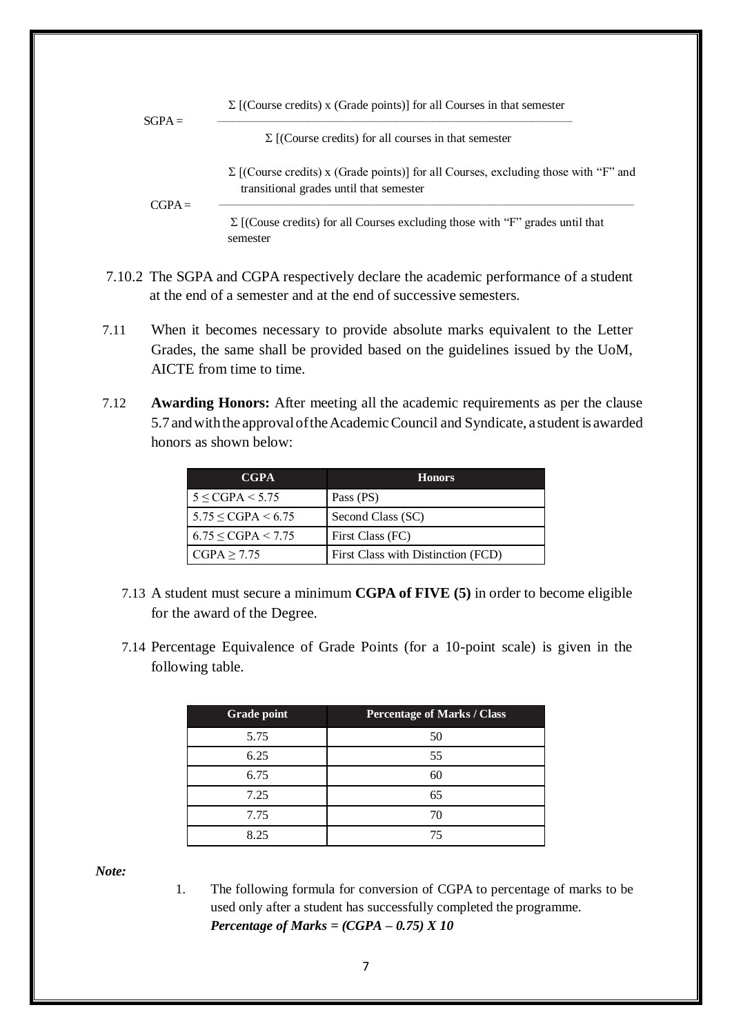$$\text{SGPA} = \frac{\Sigma\ [(\text{Course credits})\ \text{x}\ (\text{Grade points})]\ \text{for all Courses in that semester}}{\Sigma\ [(\text{Course credits})\ \text{for all courses in that semester}}$$

$$\text{CGPA} = \frac{\Sigma\ [(\text{Course credits})\ \text{x}\ (\text{Grade points})]\ \text{for all Courses, excluding those with "F" and transitional grades until that semester}}{\Sigma\ [(\text{Couse credits})\ \text{for all Courses excluding those with "F" grades until that semester}}$$

7.10.2 The SGPA and CGPA respectively declare the academic performance of a student at the end of a semester and at the end of successive semesters.

7.11 When it becomes necessary to provide absolute marks equivalent to the Letter Grades, the same shall be provided based on the guidelines issued by the UoM, AICTE from time to time.

7.12 **Awarding Honors:** After meeting all the academic requirements as per the clause 5.7 and with the approval of the Academic Council and Syndicate, a student is awarded honors as shown below:

| CGPA | Honors |
|---|---|
| $5 \leq \text{CGPA} < 5.75$ | Pass (PS) |
| $5.75 \leq \text{CGPA} < 6.75$ | Second Class (SC) |
| $6.75 \leq \text{CGPA} < 7.75$ | First Class (FC) |
| $\text{CGPA} \geq 7.75$ | First Class with Distinction (FCD) |

7.13 A student must secure a minimum **CGPA of FIVE (5)** in order to become eligible for the award of the Degree.

7.14 Percentage Equivalence of Grade Points (for a 10-point scale) is given in the following table.

| Grade point | Percentage of Marks / Class |
|---|---|
| 5.75 | 50 |
| 6.25 | 55 |
| 6.75 | 60 |
| 7.25 | 65 |
| 7.75 | 70 |
| 8.25 | 75 |

***Note:***

1. The following formula for conversion of CGPA to percentage of marks to be used only after a student has successfully completed the programme.
   ***Percentage of Marks = (CGPA – 0.75) X 10***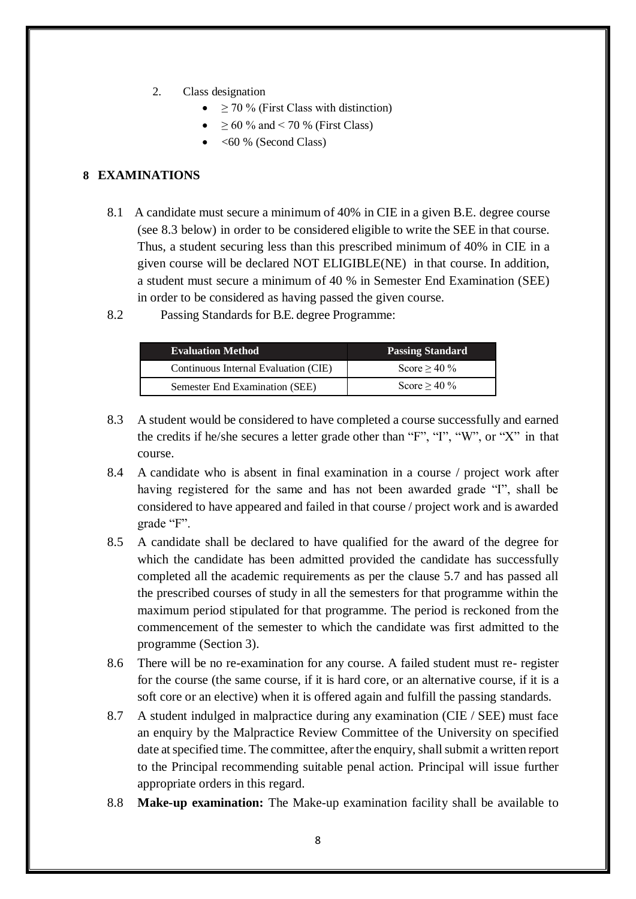2. Class designation
    - $\geq$ 70 % (First Class with distinction)
    - $\geq$ 60 % and < 70 % (First Class)
    - <60 % (Second Class)

## 8 EXAMINATIONS

8.1 A candidate must secure a minimum of 40% in CIE in a given B.E. degree course (see 8.3 below) in order to be considered eligible to write the SEE in that course. Thus, a student securing less than this prescribed minimum of 40% in CIE in a given course will be declared NOT ELIGIBLE(NE) in that course. In addition, a student must secure a minimum of 40 % in Semester End Examination (SEE) in order to be considered as having passed the given course.

8.2 Passing Standards for B.E. degree Programme:

| Evaluation Method | Passing Standard |
| --- | --- |
| Continuous Internal Evaluation (CIE) | Score $\geq$ 40 % |
| Semester End Examination (SEE) | Score $\geq$ 40 % |

8.3 A student would be considered to have completed a course successfully and earned the credits if he/she secures a letter grade other than "F", "I", "W", or "X" in that course.

8.4 A candidate who is absent in final examination in a course / project work after having registered for the same and has not been awarded grade "I", shall be considered to have appeared and failed in that course / project work and is awarded grade "F".

8.5 A candidate shall be declared to have qualified for the award of the degree for which the candidate has been admitted provided the candidate has successfully completed all the academic requirements as per the clause 5.7 and has passed all the prescribed courses of study in all the semesters for that programme within the maximum period stipulated for that programme. The period is reckoned from the commencement of the semester to which the candidate was first admitted to the programme (Section 3).

8.6 There will be no re-examination for any course. A failed student must re- register for the course (the same course, if it is hard core, or an alternative course, if it is a soft core or an elective) when it is offered again and fulfill the passing standards.

8.7 A student indulged in malpractice during any examination (CIE / SEE) must face an enquiry by the Malpractice Review Committee of the University on specified date at specified time. The committee, after the enquiry, shall submit a written report to the Principal recommending suitable penal action. Principal will issue further appropriate orders in this regard.

8.8 **Make-up examination:** The Make-up examination facility shall be available to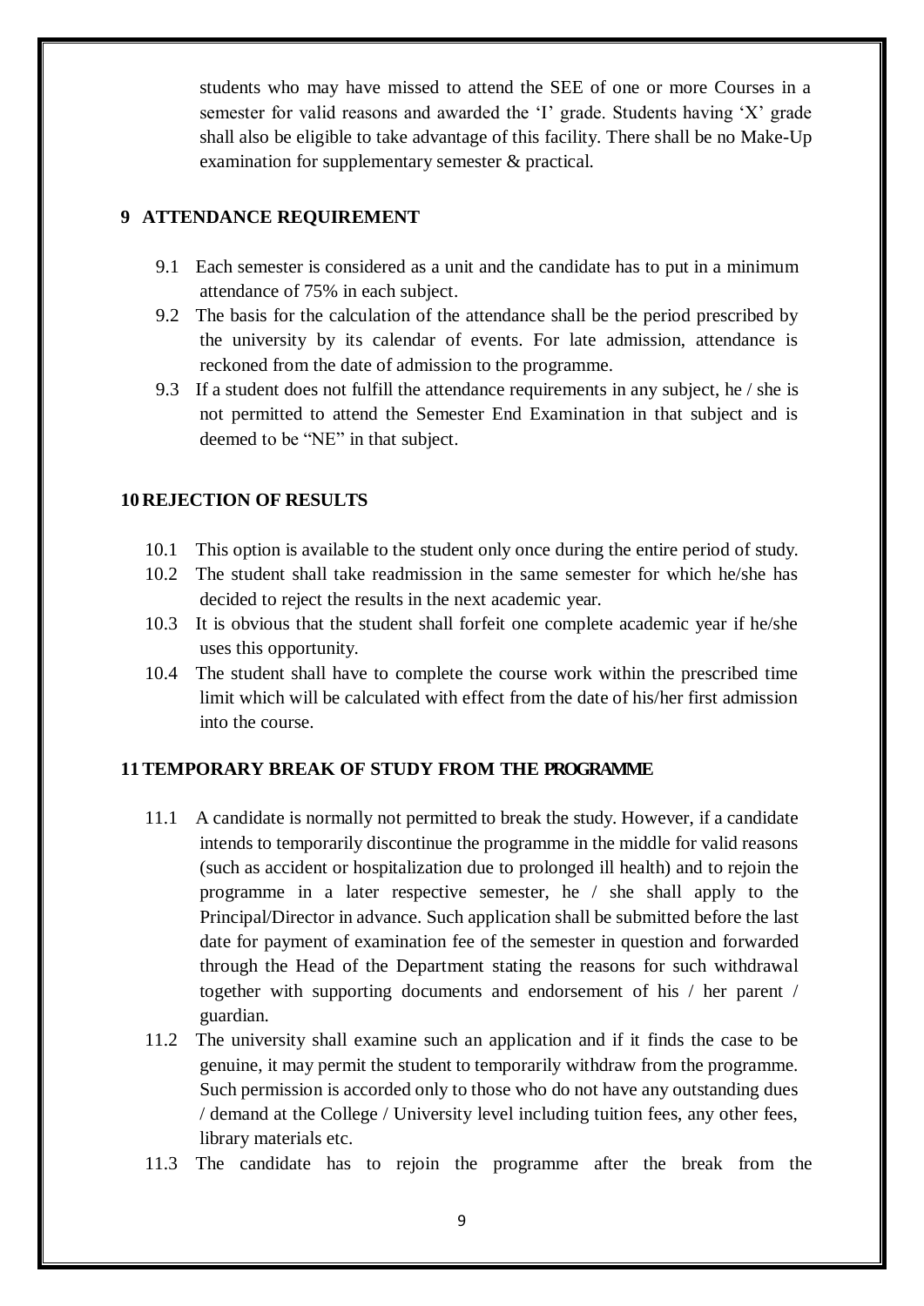students who may have missed to attend the SEE of one or more Courses in a semester for valid reasons and awarded the 'I' grade. Students having 'X' grade shall also be eligible to take advantage of this facility. There shall be no Make-Up examination for supplementary semester & practical.

## 9 ATTENDANCE REQUIREMENT

9.1 Each semester is considered as a unit and the candidate has to put in a minimum attendance of 75% in each subject.

9.2 The basis for the calculation of the attendance shall be the period prescribed by the university by its calendar of events. For late admission, attendance is reckoned from the date of admission to the programme.

9.3 If a student does not fulfill the attendance requirements in any subject, he / she is not permitted to attend the Semester End Examination in that subject and is deemed to be "NE" in that subject.

## 10 REJECTION OF RESULTS

10.1 This option is available to the student only once during the entire period of study.

10.2 The student shall take readmission in the same semester for which he/she has decided to reject the results in the next academic year.

10.3 It is obvious that the student shall forfeit one complete academic year if he/she uses this opportunity.

10.4 The student shall have to complete the course work within the prescribed time limit which will be calculated with effect from the date of his/her first admission into the course.

## 11 TEMPORARY BREAK OF STUDY FROM THE PROGRAMME

11.1 A candidate is normally not permitted to break the study. However, if a candidate intends to temporarily discontinue the programme in the middle for valid reasons (such as accident or hospitalization due to prolonged ill health) and to rejoin the programme in a later respective semester, he / she shall apply to the Principal/Director in advance. Such application shall be submitted before the last date for payment of examination fee of the semester in question and forwarded through the Head of the Department stating the reasons for such withdrawal together with supporting documents and endorsement of his / her parent / guardian.

11.2 The university shall examine such an application and if it finds the case to be genuine, it may permit the student to temporarily withdraw from the programme. Such permission is accorded only to those who do not have any outstanding dues / demand at the College / University level including tuition fees, any other fees, library materials etc.

11.3 The candidate has to rejoin the programme after the break from the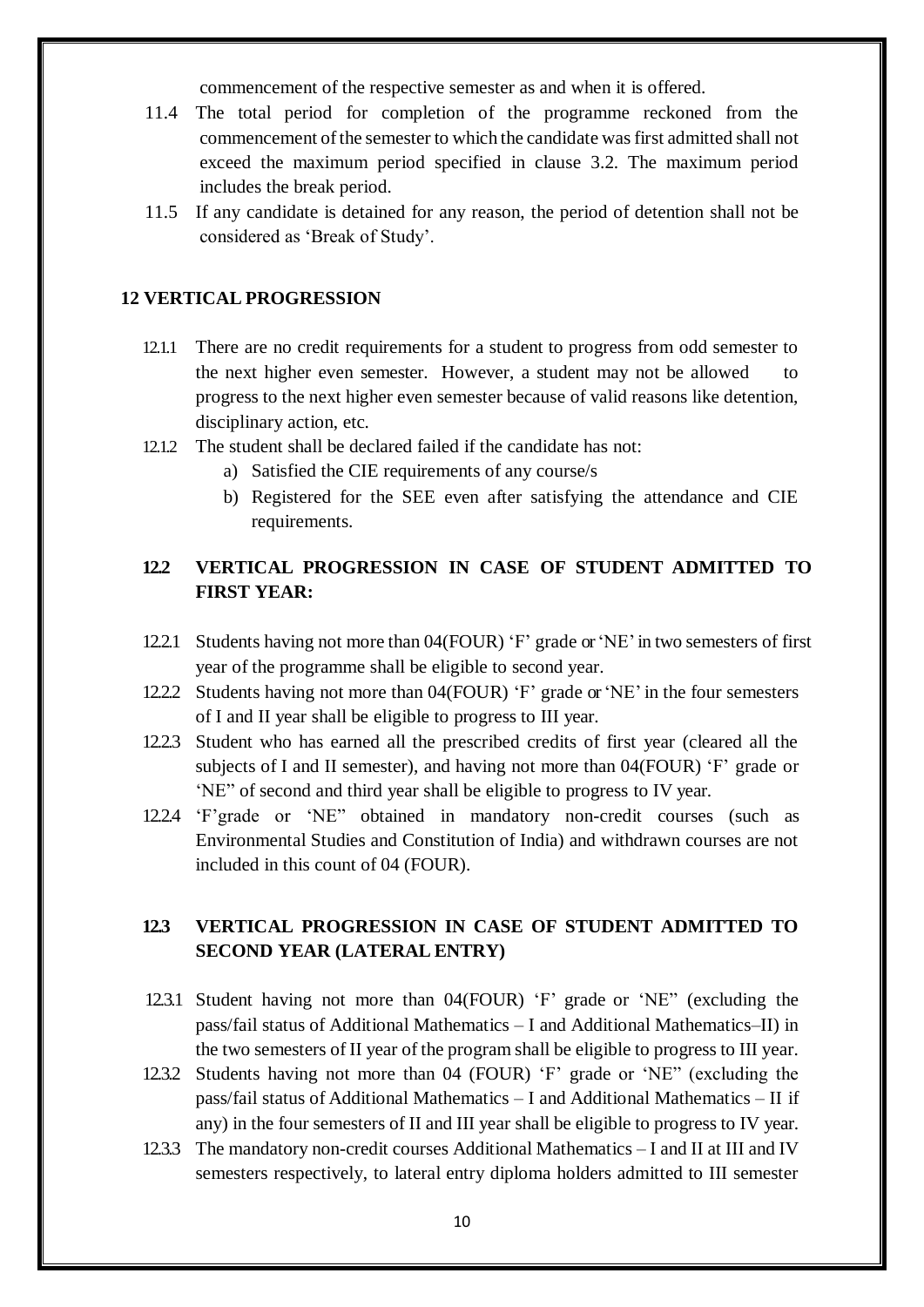commencement of the respective semester as and when it is offered.

11.4 The total period for completion of the programme reckoned from the commencement of the semester to which the candidate was first admitted shall not exceed the maximum period specified in clause 3.2. The maximum period includes the break period.

11.5 If any candidate is detained for any reason, the period of detention shall not be considered as 'Break of Study'.

## 12 VERTICAL PROGRESSION

12.1.1 There are no credit requirements for a student to progress from odd semester to the next higher even semester. However, a student may not be allowed to progress to the next higher even semester because of valid reasons like detention, disciplinary action, etc.

12.1.2 The student shall be declared failed if the candidate has not:

a) Satisfied the CIE requirements of any course/s

b) Registered for the SEE even after satisfying the attendance and CIE requirements.

### 12.2 VERTICAL PROGRESSION IN CASE OF STUDENT ADMITTED TO FIRST YEAR:

12.2.1 Students having not more than 04(FOUR) 'F' grade or 'NE' in two semesters of first year of the programme shall be eligible to second year.

12.2.2 Students having not more than 04(FOUR) 'F' grade or 'NE' in the four semesters of I and II year shall be eligible to progress to III year.

12.2.3 Student who has earned all the prescribed credits of first year (cleared all the subjects of I and II semester), and having not more than 04(FOUR) 'F' grade or 'NE" of second and third year shall be eligible to progress to IV year.

12.2.4 'F'grade or 'NE" obtained in mandatory non-credit courses (such as Environmental Studies and Constitution of India) and withdrawn courses are not included in this count of 04 (FOUR).

### 12.3 VERTICAL PROGRESSION IN CASE OF STUDENT ADMITTED TO SECOND YEAR (LATERAL ENTRY)

12.3.1 Student having not more than 04(FOUR) 'F' grade or 'NE" (excluding the pass/fail status of Additional Mathematics – I and Additional Mathematics–II) in the two semesters of II year of the program shall be eligible to progress to III year.

12.3.2 Students having not more than 04 (FOUR) 'F' grade or 'NE" (excluding the pass/fail status of Additional Mathematics – I and Additional Mathematics – II if any) in the four semesters of II and III year shall be eligible to progress to IV year.

12.3.3 The mandatory non-credit courses Additional Mathematics – I and II at III and IV semesters respectively, to lateral entry diploma holders admitted to III semester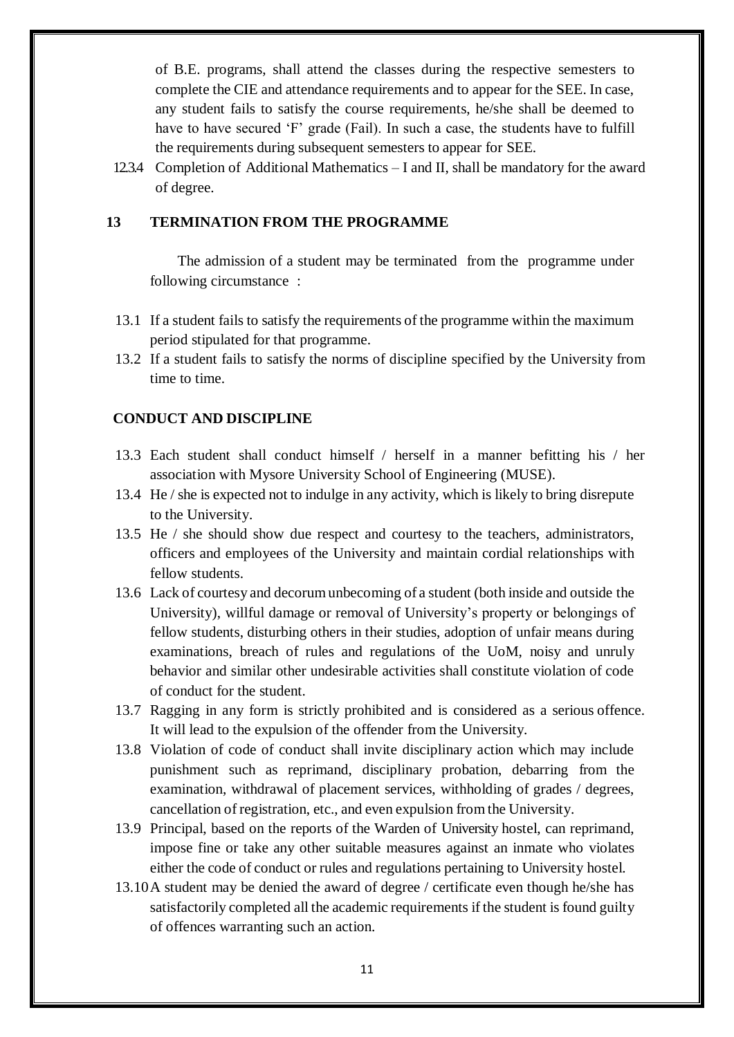of B.E. programs, shall attend the classes during the respective semesters to complete the CIE and attendance requirements and to appear for the SEE. In case, any student fails to satisfy the course requirements, he/she shall be deemed to have to have secured 'F' grade (Fail). In such a case, the students have to fulfill the requirements during subsequent semesters to appear for SEE.

12.3.4 Completion of Additional Mathematics – I and II, shall be mandatory for the award of degree.

## 13 TERMINATION FROM THE PROGRAMME

The admission of a student may be terminated from the programme under following circumstance :

13.1 If a student fails to satisfy the requirements of the programme within the maximum period stipulated for that programme.

13.2 If a student fails to satisfy the norms of discipline specified by the University from time to time.

## CONDUCT AND DISCIPLINE

13.3 Each student shall conduct himself / herself in a manner befitting his / her association with Mysore University School of Engineering (MUSE).

13.4 He / she is expected not to indulge in any activity, which is likely to bring disrepute to the University.

13.5 He / she should show due respect and courtesy to the teachers, administrators, officers and employees of the University and maintain cordial relationships with fellow students.

13.6 Lack of courtesy and decorum unbecoming of a student (both inside and outside the University), willful damage or removal of University's property or belongings of fellow students, disturbing others in their studies, adoption of unfair means during examinations, breach of rules and regulations of the UoM, noisy and unruly behavior and similar other undesirable activities shall constitute violation of code of conduct for the student.

13.7 Ragging in any form is strictly prohibited and is considered as a serious offence. It will lead to the expulsion of the offender from the University.

13.8 Violation of code of conduct shall invite disciplinary action which may include punishment such as reprimand, disciplinary probation, debarring from the examination, withdrawal of placement services, withholding of grades / degrees, cancellation of registration, etc., and even expulsion from the University.

13.9 Principal, based on the reports of the Warden of University hostel, can reprimand, impose fine or take any other suitable measures against an inmate who violates either the code of conduct or rules and regulations pertaining to University hostel.

13.10 A student may be denied the award of degree / certificate even though he/she has satisfactorily completed all the academic requirements if the student is found guilty of offences warranting such an action.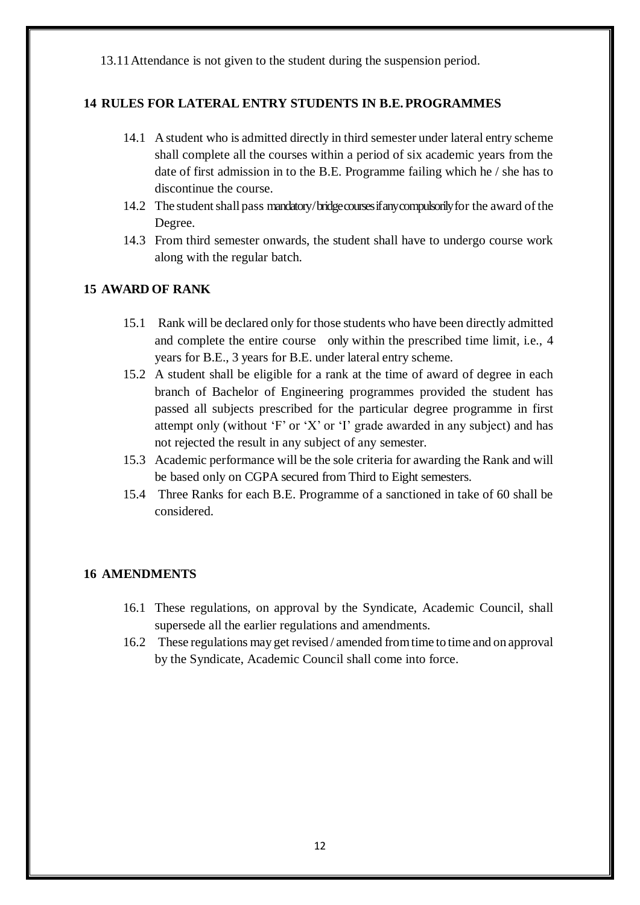13.11 Attendance is not given to the student during the suspension period.

## 14 RULES FOR LATERAL ENTRY STUDENTS IN B.E. PROGRAMMES

14.1 A student who is admitted directly in third semester under lateral entry scheme shall complete all the courses within a period of six academic years from the date of first admission in to the B.E. Programme failing which he / she has to discontinue the course.

14.2 The student shall pass mandatory/bridge courses if any compulsorily for the award of the Degree.

14.3 From third semester onwards, the student shall have to undergo course work along with the regular batch.

## 15 AWARD OF RANK

15.1 Rank will be declared only for those students who have been directly admitted and complete the entire course only within the prescribed time limit, i.e., 4 years for B.E., 3 years for B.E. under lateral entry scheme.

15.2 A student shall be eligible for a rank at the time of award of degree in each branch of Bachelor of Engineering programmes provided the student has passed all subjects prescribed for the particular degree programme in first attempt only (without 'F' or 'X' or 'I' grade awarded in any subject) and has not rejected the result in any subject of any semester.

15.3 Academic performance will be the sole criteria for awarding the Rank and will be based only on CGPA secured from Third to Eight semesters.

15.4 Three Ranks for each B.E. Programme of a sanctioned in take of 60 shall be considered.

## 16 AMENDMENTS

16.1 These regulations, on approval by the Syndicate, Academic Council, shall supersede all the earlier regulations and amendments.

16.2 These regulations may get revised / amended from time to time and on approval by the Syndicate, Academic Council shall come into force.